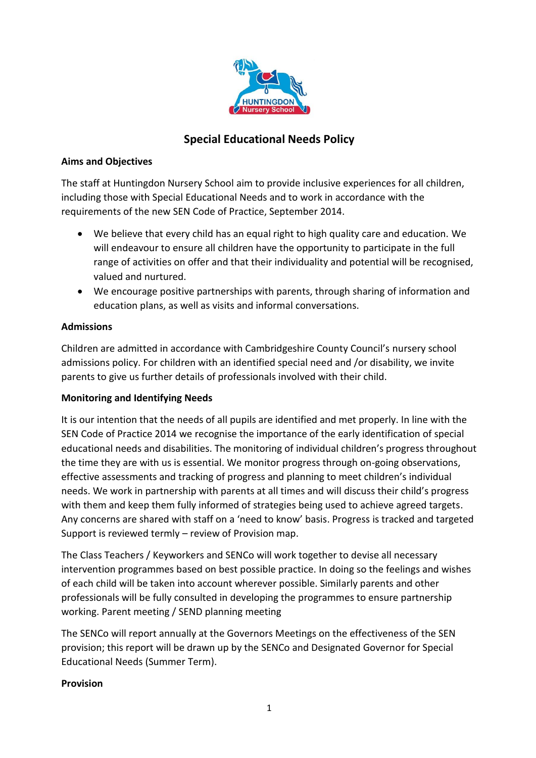# Special Educational Needs Policy

**Aims and Objectives**

The staff at Huntingdon Nursery School aim to provide inclusive experiences for all children, including those with Special Educational Needs and to work in accordance with the requirements of the new SEN Code of Practice, September 2014.

- We believe that every child has an equal right to high quality care and education. We will endeavour to ensure all children have the opportunity to participate in the full range of activities on offer and that their individuality and potential will be recognised, valued and nurtured.
- We encourage positive partnerships with parents, through sharing of information and education plans, as well as visits and informal conversations.

**Admissions**

Children are admitted in accordance with Cambridgeshire County Council's nursery school admissions policy. For children with an identified special need and /or disability, we invite parents to give us further details of professionals involved with their child.

**Monitoring and Identifying Needs**

It is our intention that the needs of all pupils are identified and met properly. In line with the SEN Code of Practice 2014 we recognise the importance of the early identification of special educational needs and disabilities. The monitoring of individual children's progress throughout the time they are with us is essential. We monitor progress through on-going observations, effective assessments and tracking of progress and planning to meet children's individual needs. We work in partnership with parents at all times and will discuss their child's progress with them and keep them fully informed of strategies being used to achieve agreed targets. Any concerns are shared with staff on a 'need to know' basis. Progress is tracked and targeted Support is reviewed termly – review of Provision map.

The Class Teachers / Keyworkers and SENCo will work together to devise all necessary intervention programmes based on best possible practice. In doing so the feelings and wishes of each child will be taken into account wherever possible. Similarly parents and other professionals will be fully consulted in developing the programmes to ensure partnership working. Parent meeting / SEND planning meeting

The SENCo will report annually at the Governors Meetings on the effectiveness of the SEN provision; this report will be drawn up by the SENCo and Designated Governor for Special Educational Needs (Summer Term).

**Provision**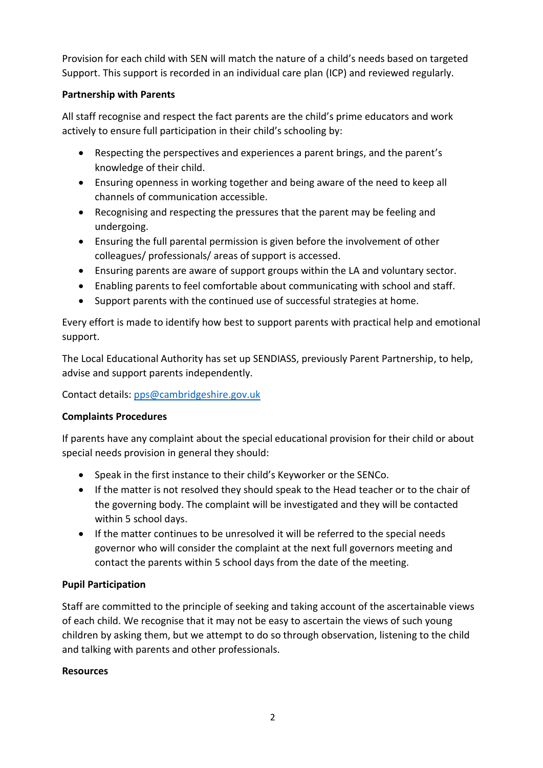Provision for each child with SEN will match the nature of a child's needs based on targeted Support. This support is recorded in an individual care plan (ICP) and reviewed regularly.

**Partnership with Parents**

All staff recognise and respect the fact parents are the child's prime educators and work actively to ensure full participation in their child's schooling by:

- Respecting the perspectives and experiences a parent brings, and the parent's knowledge of their child.
- Ensuring openness in working together and being aware of the need to keep all channels of communication accessible.
- Recognising and respecting the pressures that the parent may be feeling and undergoing.
- Ensuring the full parental permission is given before the involvement of other colleagues/ professionals/ areas of support is accessed.
- Ensuring parents are aware of support groups within the LA and voluntary sector.
- Enabling parents to feel comfortable about communicating with school and staff.
- Support parents with the continued use of successful strategies at home.

Every effort is made to identify how best to support parents with practical help and emotional support.

The Local Educational Authority has set up SENDIASS, previously Parent Partnership, to help, advise and support parents independently.

Contact details: [pps@cambridgeshire.gov.uk](mailto:pps@cambridgeshire.gov.uk)

**Complaints Procedures**

If parents have any complaint about the special educational provision for their child or about special needs provision in general they should:

- Speak in the first instance to their child's Keyworker or the SENCo.
- If the matter is not resolved they should speak to the Head teacher or to the chair of the governing body. The complaint will be investigated and they will be contacted within 5 school days.
- If the matter continues to be unresolved it will be referred to the special needs governor who will consider the complaint at the next full governors meeting and contact the parents within 5 school days from the date of the meeting.

**Pupil Participation**

Staff are committed to the principle of seeking and taking account of the ascertainable views of each child. We recognise that it may not be easy to ascertain the views of such young children by asking them, but we attempt to do so through observation, listening to the child and talking with parents and other professionals.

**Resources**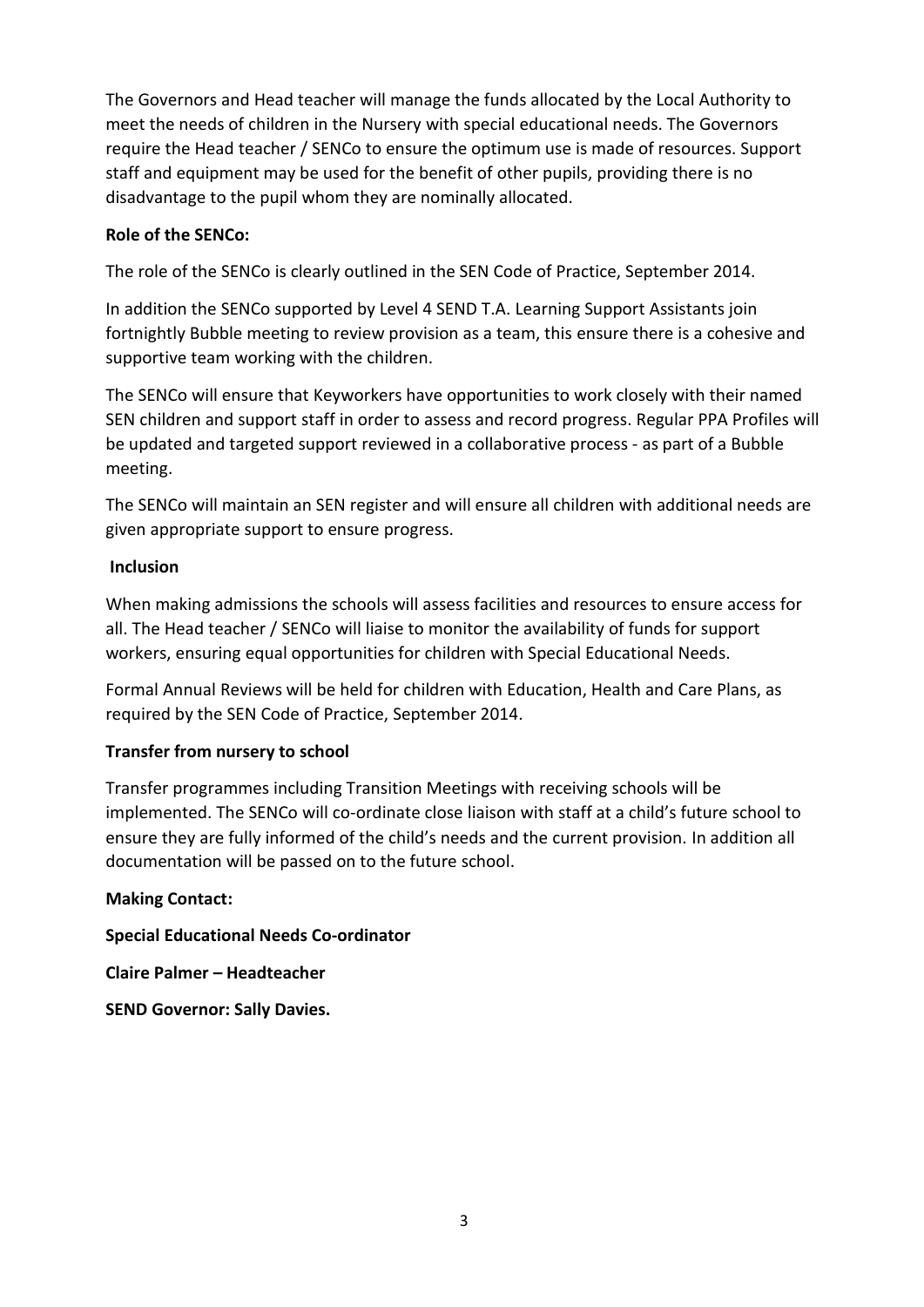The Governors and Head teacher will manage the funds allocated by the Local Authority to meet the needs of children in the Nursery with special educational needs. The Governors require the Head teacher / SENCo to ensure the optimum use is made of resources. Support staff and equipment may be used for the benefit of other pupils, providing there is no disadvantage to the pupil whom they are nominally allocated.

**Role of the SENCo:**

The role of the SENCo is clearly outlined in the SEN Code of Practice, September 2014.

In addition the SENCo supported by Level 4 SEND T.A. Learning Support Assistants join fortnightly Bubble meeting to review provision as a team, this ensure there is a cohesive and supportive team working with the children.

The SENCo will ensure that Keyworkers have opportunities to work closely with their named SEN children and support staff in order to assess and record progress. Regular PPA Profiles will be updated and targeted support reviewed in a collaborative process - as part of a Bubble meeting.

The SENCo will maintain an SEN register and will ensure all children with additional needs are given appropriate support to ensure progress.

**Inclusion**

When making admissions the schools will assess facilities and resources to ensure access for all. The Head teacher / SENCo will liaise to monitor the availability of funds for support workers, ensuring equal opportunities for children with Special Educational Needs.

Formal Annual Reviews will be held for children with Education, Health and Care Plans, as required by the SEN Code of Practice, September 2014.

**Transfer from nursery to school**

Transfer programmes including Transition Meetings with receiving schools will be implemented. The SENCo will co-ordinate close liaison with staff at a child's future school to ensure they are fully informed of the child's needs and the current provision. In addition all documentation will be passed on to the future school.

**Making Contact:**

**Special Educational Needs Co-ordinator**

**Claire Palmer – Headteacher**

**SEND Governor: Sally Davies.**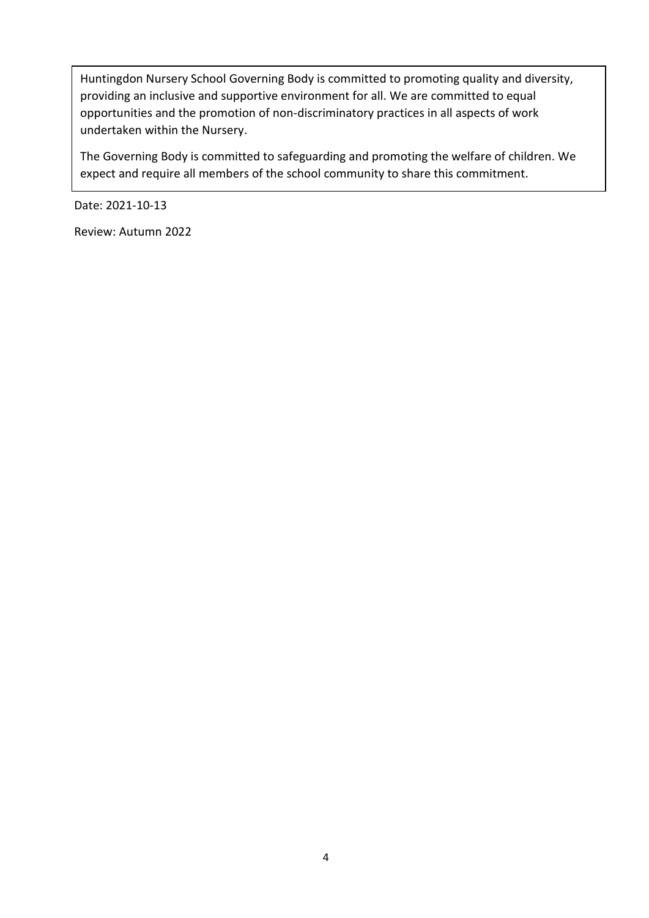Huntingdon Nursery School Governing Body is committed to promoting quality and diversity, providing an inclusive and supportive environment for all. We are committed to equal opportunities and the promotion of non-discriminatory practices in all aspects of work undertaken within the Nursery.

The Governing Body is committed to safeguarding and promoting the welfare of children. We expect and require all members of the school community to share this commitment.

Date: 2021-10-13

Review: Autumn 2022